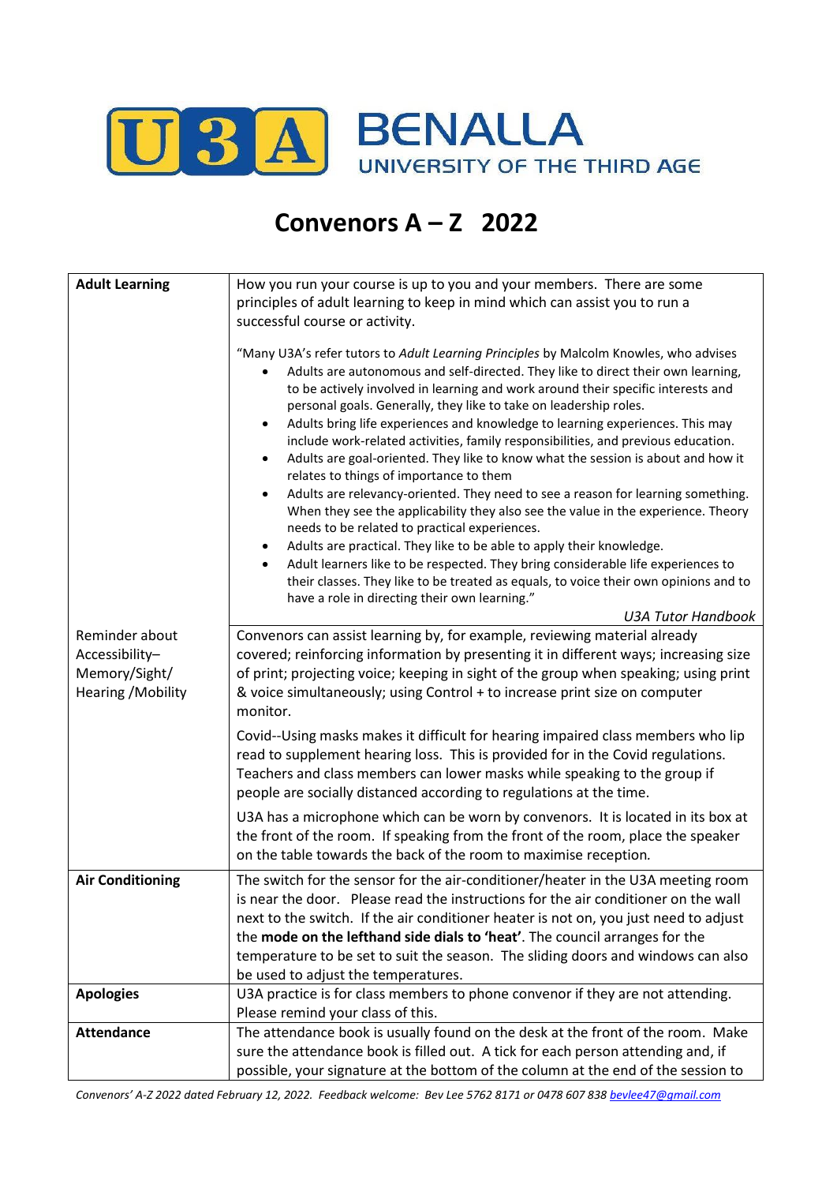U3A BENALLA
UNIVERSITY OF THE THIRD AGE

# Convenors A – Z 2022

| | |
|---|---|
| **Adult Learning** | How you run your course is up to you and your members. There are some principles of adult learning to keep in mind which can assist you to run a successful course or activity.<br><br>"Many U3A's refer tutors to *Adult Learning Principles* by Malcolm Knowles, who advises<br>• Adults are autonomous and self-directed. They like to direct their own learning, to be actively involved in learning and work around their specific interests and personal goals. Generally, they like to take on leadership roles.<br>• Adults bring life experiences and knowledge to learning experiences. This may include work-related activities, family responsibilities, and previous education.<br>• Adults are goal-oriented. They like to know what the session is about and how it relates to things of importance to them<br>• Adults are relevancy-oriented. They need to see a reason for learning something. When they see the applicability they also see the value in the experience. Theory needs to be related to practical experiences.<br>• Adults are practical. They like to be able to apply their knowledge.<br>• Adult learners like to be respected. They bring considerable life experiences to their classes. They like to be treated as equals, to voice their own opinions and to have a role in directing their own learning."<br>*U3A Tutor Handbook* |
| Reminder about Accessibility– Memory/Sight/ Hearing /Mobility | Convenors can assist learning by, for example, reviewing material already covered; reinforcing information by presenting it in different ways; increasing size of print; projecting voice; keeping in sight of the group when speaking; using print & voice simultaneously; using Control + to increase print size on computer monitor.<br><br>Covid--Using masks makes it difficult for hearing impaired class members who lip read to supplement hearing loss. This is provided for in the Covid regulations. Teachers and class members can lower masks while speaking to the group if people are socially distanced according to regulations at the time.<br><br>U3A has a microphone which can be worn by convenors. It is located in its box at the front of the room. If speaking from the front of the room, place the speaker on the table towards the back of the room to maximise reception. |
| **Air Conditioning** | The switch for the sensor for the air-conditioner/heater in the U3A meeting room is near the door. Please read the instructions for the air conditioner on the wall next to the switch. If the air conditioner heater is not on, you just need to adjust the **mode on the lefthand side dials to 'heat'**. The council arranges for the temperature to be set to suit the season. The sliding doors and windows can also be used to adjust the temperatures. |
| **Apologies** | U3A practice is for class members to phone convenor if they are not attending. Please remind your class of this. |
| **Attendance** | The attendance book is usually found on the desk at the front of the room. Make sure the attendance book is filled out. A tick for each person attending and, if possible, your signature at the bottom of the column at the end of the session to |

*Convenors' A-Z 2022 dated February 12, 2022. Feedback welcome: Bev Lee 5762 8171 or 0478 607 838 bevlee47@gmail.com*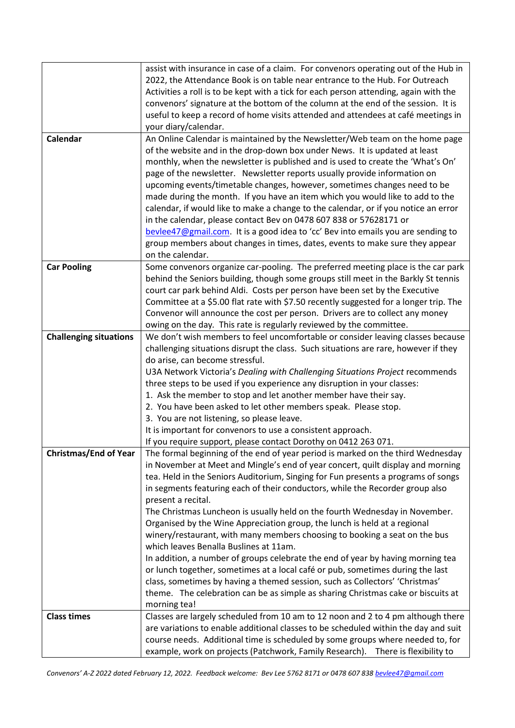| | |
|---|---|
| | assist with insurance in case of a claim. For convenors operating out of the Hub in 2022, the Attendance Book is on table near entrance to the Hub. For Outreach Activities a roll is to be kept with a tick for each person attending, again with the convenors' signature at the bottom of the column at the end of the session. It is useful to keep a record of home visits attended and attendees at café meetings in your diary/calendar. |
| **Calendar** | An Online Calendar is maintained by the Newsletter/Web team on the home page of the website and in the drop-down box under News. It is updated at least monthly, when the newsletter is published and is used to create the 'What's On' page of the newsletter. Newsletter reports usually provide information on upcoming events/timetable changes, however, sometimes changes need to be made during the month. If you have an item which you would like to add to the calendar, if would like to make a change to the calendar, or if you notice an error in the calendar, please contact Bev on 0478 607 838 or 57628171 or bevlee47@gmail.com. It is a good idea to 'cc' Bev into emails you are sending to group members about changes in times, dates, events to make sure they appear on the calendar. |
| **Car Pooling** | Some convenors organize car-pooling. The preferred meeting place is the car park behind the Seniors building, though some groups still meet in the Barkly St tennis court car park behind Aldi. Costs per person have been set by the Executive Committee at a \$5.00 flat rate with \$7.50 recently suggested for a longer trip. The Convenor will announce the cost per person. Drivers are to collect any money owing on the day. This rate is regularly reviewed by the committee. |
| **Challenging situations** | We don't wish members to feel uncomfortable or consider leaving classes because challenging situations disrupt the class. Such situations are rare, however if they do arise, can become stressful.<br>U3A Network Victoria's *Dealing with Challenging Situations Project* recommends three steps to be used if you experience any disruption in your classes:<br>1. Ask the member to stop and let another member have their say.<br>2. You have been asked to let other members speak. Please stop.<br>3. You are not listening, so please leave.<br>It is important for convenors to use a consistent approach.<br>If you require support, please contact Dorothy on 0412 263 071. |
| **Christmas/End of Year** | The formal beginning of the end of year period is marked on the third Wednesday in November at Meet and Mingle's end of year concert, quilt display and morning tea. Held in the Seniors Auditorium, Singing for Fun presents a programs of songs in segments featuring each of their conductors, while the Recorder group also present a recital.<br>The Christmas Luncheon is usually held on the fourth Wednesday in November. Organised by the Wine Appreciation group, the lunch is held at a regional winery/restaurant, with many members choosing to booking a seat on the bus which leaves Benalla Buslines at 11am.<br>In addition, a number of groups celebrate the end of year by having morning tea or lunch together, sometimes at a local café or pub, sometimes during the last class, sometimes by having a themed session, such as Collectors' 'Christmas' theme. The celebration can be as simple as sharing Christmas cake or biscuits at morning tea! |
| **Class times** | Classes are largely scheduled from 10 am to 12 noon and 2 to 4 pm although there are variations to enable additional classes to be scheduled within the day and suit course needs. Additional time is scheduled by some groups where needed to, for example, work on projects (Patchwork, Family Research). There is flexibility to |

*Convenors' A-Z 2022 dated February 12, 2022. Feedback welcome: Bev Lee 5762 8171 or 0478 607 838 bevlee47@gmail.com*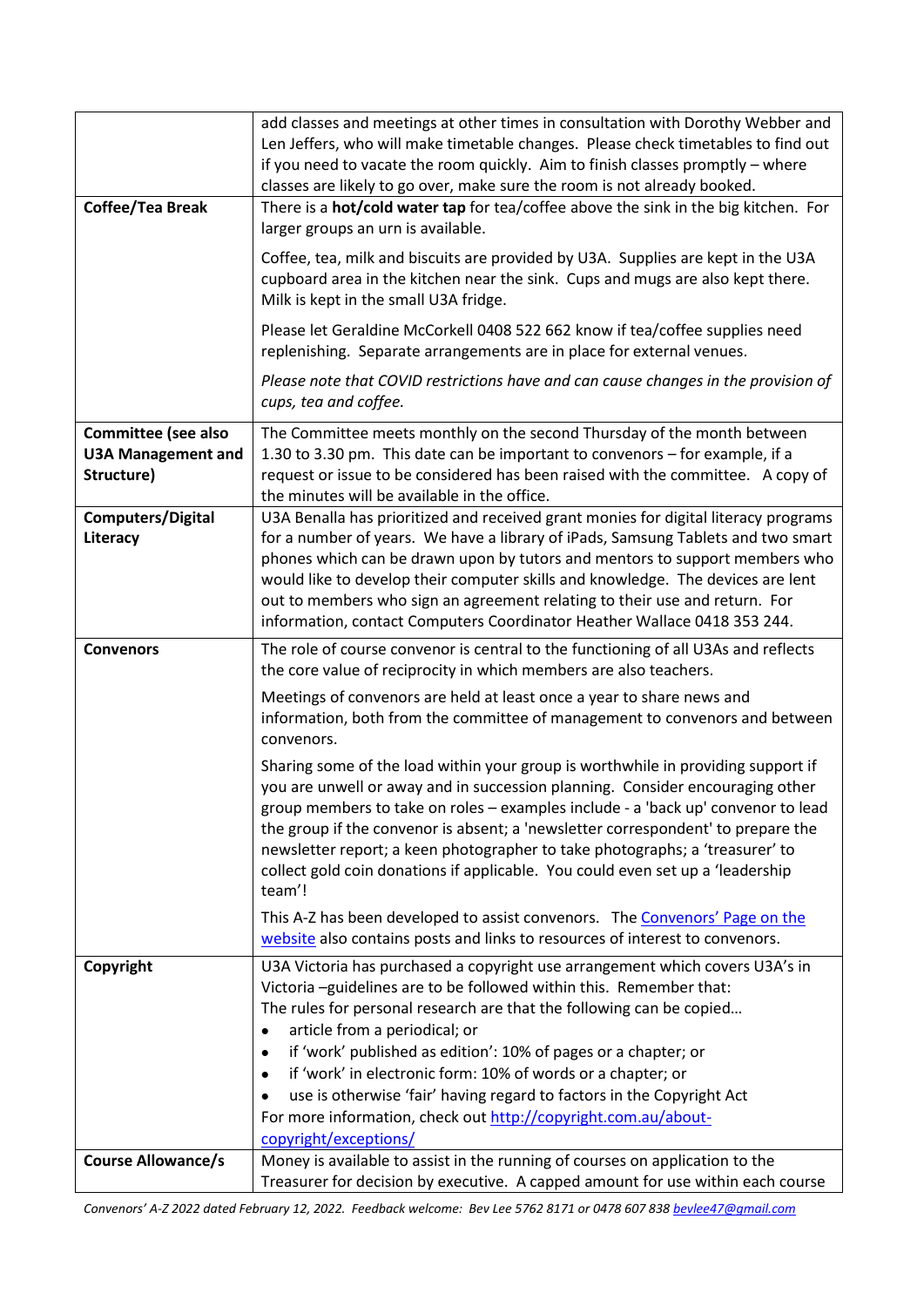| | |
|---|---|
| | add classes and meetings at other times in consultation with Dorothy Webber and Len Jeffers, who will make timetable changes. Please check timetables to find out if you need to vacate the room quickly. Aim to finish classes promptly – where classes are likely to go over, make sure the room is not already booked. |
| **Coffee/Tea Break** | There is a **hot/cold water tap** for tea/coffee above the sink in the big kitchen. For larger groups an urn is available.<br><br>Coffee, tea, milk and biscuits are provided by U3A. Supplies are kept in the U3A cupboard area in the kitchen near the sink. Cups and mugs are also kept there. Milk is kept in the small U3A fridge.<br><br>Please let Geraldine McCorkell 0408 522 662 know if tea/coffee supplies need replenishing. Separate arrangements are in place for external venues.<br><br>*Please note that COVID restrictions have and can cause changes in the provision of cups, tea and coffee.* |
| **Committee (see also U3A Management and Structure)** | The Committee meets monthly on the second Thursday of the month between 1.30 to 3.30 pm. This date can be important to convenors – for example, if a request or issue to be considered has been raised with the committee. A copy of the minutes will be available in the office. |
| **Computers/Digital Literacy** | U3A Benalla has prioritized and received grant monies for digital literacy programs for a number of years. We have a library of iPads, Samsung Tablets and two smart phones which can be drawn upon by tutors and mentors to support members who would like to develop their computer skills and knowledge. The devices are lent out to members who sign an agreement relating to their use and return. For information, contact Computers Coordinator Heather Wallace 0418 353 244. |
| **Convenors** | The role of course convenor is central to the functioning of all U3As and reflects the core value of reciprocity in which members are also teachers.<br><br>Meetings of convenors are held at least once a year to share news and information, both from the committee of management to convenors and between convenors.<br><br>Sharing some of the load within your group is worthwhile in providing support if you are unwell or away and in succession planning. Consider encouraging other group members to take on roles – examples include - a 'back up' convenor to lead the group if the convenor is absent; a 'newsletter correspondent' to prepare the newsletter report; a keen photographer to take photographs; a 'treasurer' to collect gold coin donations if applicable. You could even set up a 'leadership team'!<br><br>This A-Z has been developed to assist convenors. The [Convenors' Page on the website](Convenors' Page on the website) also contains posts and links to resources of interest to convenors. |
| **Copyright** | U3A Victoria has purchased a copyright use arrangement which covers U3A's in Victoria –guidelines are to be followed within this. Remember that:<br>The rules for personal research are that the following can be copied…<br>• article from a periodical; or<br>• if 'work' published as edition': 10% of pages or a chapter; or<br>• if 'work' in electronic form: 10% of words or a chapter; or<br>• use is otherwise 'fair' having regard to factors in the Copyright Act<br>For more information, check out [http://copyright.com.au/about-copyright/exceptions/](http://copyright.com.au/about-copyright/exceptions/) |
| **Course Allowance/s** | Money is available to assist in the running of courses on application to the Treasurer for decision by executive. A capped amount for use within each course |

*Convenors' A-Z 2022 dated February 12, 2022. Feedback welcome: Bev Lee 5762 8171 or 0478 607 838 [bevlee47@gmail.com](mailto:bevlee47@gmail.com)*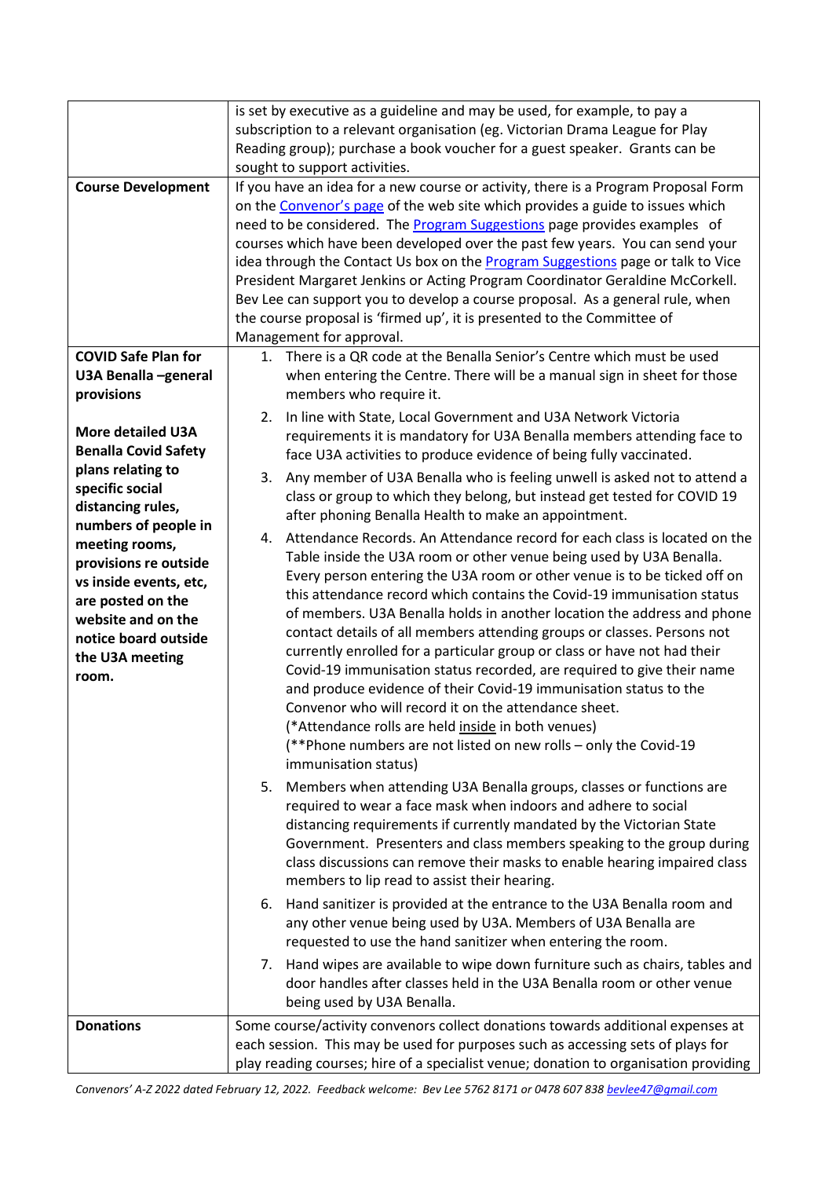| | |
|---|---|
| | is set by executive as a guideline and may be used, for example, to pay a subscription to a relevant organisation (eg. Victorian Drama League for Play Reading group); purchase a book voucher for a guest speaker. Grants can be sought to support activities. |
| **Course Development** | If you have an idea for a new course or activity, there is a Program Proposal Form on the [Convenor's page](#) of the web site which provides a guide to issues which need to be considered. The [Program Suggestions](#) page provides examples of courses which have been developed over the past few years. You can send your idea through the Contact Us box on the [Program Suggestions](#) page or talk to Vice President Margaret Jenkins or Acting Program Coordinator Geraldine McCorkell. Bev Lee can support you to develop a course proposal. As a general rule, when the course proposal is 'firmed up', it is presented to the Committee of Management for approval. |
| **COVID Safe Plan for U3A Benalla –general provisions**<br><br>**More detailed U3A Benalla Covid Safety plans relating to specific social distancing rules, numbers of people in meeting rooms, provisions re outside vs inside events, etc, are posted on the website and on the notice board outside the U3A meeting room.** | 1. There is a QR code at the Benalla Senior's Centre which must be used when entering the Centre. There will be a manual sign in sheet for those members who require it.<br>2. In line with State, Local Government and U3A Network Victoria requirements it is mandatory for U3A Benalla members attending face to face U3A activities to produce evidence of being fully vaccinated.<br>3. Any member of U3A Benalla who is feeling unwell is asked not to attend a class or group to which they belong, but instead get tested for COVID 19 after phoning Benalla Health to make an appointment.<br>4. Attendance Records. An Attendance record for each class is located on the Table inside the U3A room or other venue being used by U3A Benalla. Every person entering the U3A room or other venue is to be ticked off on this attendance record which contains the Covid-19 immunisation status of members. U3A Benalla holds in another location the address and phone contact details of all members attending groups or classes. Persons not currently enrolled for a particular group or class or have not had their Covid-19 immunisation status recorded, are required to give their name and produce evidence of their Covid-19 immunisation status to the Convenor who will record it on the attendance sheet.<br>(*Attendance rolls are held <u>inside</u> in both venues)<br>(**Phone numbers are not listed on new rolls – only the Covid-19 immunisation status)<br>5. Members when attending U3A Benalla groups, classes or functions are required to wear a face mask when indoors and adhere to social distancing requirements if currently mandated by the Victorian State Government. Presenters and class members speaking to the group during class discussions can remove their masks to enable hearing impaired class members to lip read to assist their hearing.<br>6. Hand sanitizer is provided at the entrance to the U3A Benalla room and any other venue being used by U3A. Members of U3A Benalla are requested to use the hand sanitizer when entering the room.<br>7. Hand wipes are available to wipe down furniture such as chairs, tables and door handles after classes held in the U3A Benalla room or other venue being used by U3A Benalla. |
| **Donations** | Some course/activity convenors collect donations towards additional expenses at each session. This may be used for purposes such as accessing sets of plays for play reading courses; hire of a specialist venue; donation to organisation providing |

*Convenors' A-Z 2022 dated February 12, 2022. Feedback welcome: Bev Lee 5762 8171 or 0478 607 838 [bevlee47@gmail.com](mailto:bevlee47@gmail.com)*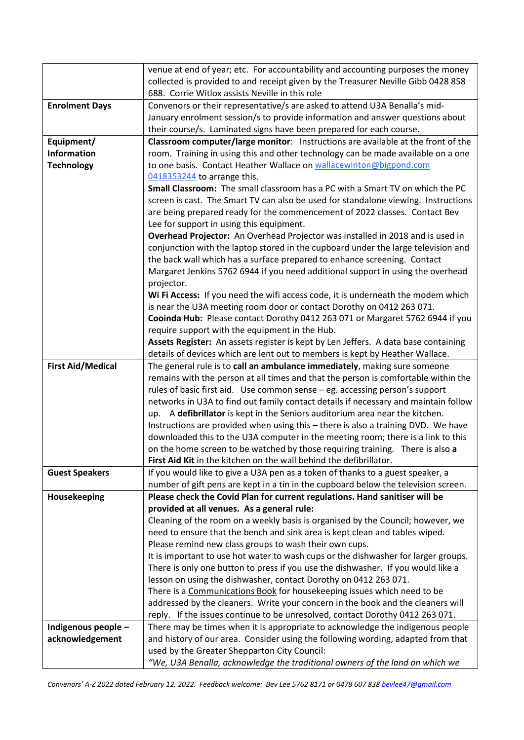|  |  |
|---|---|
|  | venue at end of year; etc. For accountability and accounting purposes the money collected is provided to and receipt given by the Treasurer Neville Gibb 0428 858 688. Corrie Witlox assists Neville in this role |
| **Enrolment Days** | Convenors or their representative/s are asked to attend U3A Benalla's mid-January enrolment session/s to provide information and answer questions about their course/s. Laminated signs have been prepared for each course. |
| **Equipment/ Information Technology** | **Classroom computer/large monitor**: Instructions are available at the front of the room. Training in using this and other technology can be made available on a one to one basis. Contact Heather Wallace on wallacewinton@bigpond.com 0418353244 to arrange this.<br>**Small Classroom:** The small classroom has a PC with a Smart TV on which the PC screen is cast. The Smart TV can also be used for standalone viewing. Instructions are being prepared ready for the commencement of 2022 classes. Contact Bev Lee for support in using this equipment.<br>**Overhead Projector:** An Overhead Projector was installed in 2018 and is used in conjunction with the laptop stored in the cupboard under the large television and the back wall which has a surface prepared to enhance screening. Contact Margaret Jenkins 5762 6944 if you need additional support in using the overhead projector.<br>**Wi Fi Access:** If you need the wifi access code, it is underneath the modem which is near the U3A meeting room door or contact Dorothy on 0412 263 071.<br>**Cooinda Hub:** Please contact Dorothy 0412 263 071 or Margaret 5762 6944 if you require support with the equipment in the Hub.<br>**Assets Register:** An assets register is kept by Len Jeffers. A data base containing details of devices which are lent out to members is kept by Heather Wallace. |
| **First Aid/Medical** | The general rule is to **call an ambulance immediately**, making sure someone remains with the person at all times and that the person is comfortable within the rules of basic first aid. Use common sense – eg. accessing person's support networks in U3A to find out family contact details if necessary and maintain follow up. A **defibrillator** is kept in the Seniors auditorium area near the kitchen. Instructions are provided when using this – there is also a training DVD. We have downloaded this to the U3A computer in the meeting room; there is a link to this on the home screen to be watched by those requiring training. There is also **a First Aid Kit** in the kitchen on the wall behind the defibrillator. |
| **Guest Speakers** | If you would like to give a U3A pen as a token of thanks to a guest speaker, a number of gift pens are kept in a tin in the cupboard below the television screen. |
| **Housekeeping** | **Please check the Covid Plan for current regulations. Hand sanitiser will be provided at all venues. As a general rule:**<br>Cleaning of the room on a weekly basis is organised by the Council; however, we need to ensure that the bench and sink area is kept clean and tables wiped. Please remind new class groups to wash their own cups.<br>It is important to use hot water to wash cups or the dishwasher for larger groups. There is only one button to press if you use the dishwasher. If you would like a lesson on using the dishwasher, contact Dorothy on 0412 263 071.<br>There is a Communications Book for housekeeping issues which need to be addressed by the cleaners. Write your concern in the book and the cleaners will reply. If the issues continue to be unresolved, contact Dorothy 0412 263 071. |
| **Indigenous people – acknowledgement** | There may be times when it is appropriate to acknowledge the indigenous people and history of our area. Consider using the following wording, adapted from that used by the Greater Shepparton City Council:<br>*"We, U3A Benalla, acknowledge the traditional owners of the land on which we* |

*Convenors' A-Z 2022 dated February 12, 2022. Feedback welcome: Bev Lee 5762 8171 or 0478 607 838 bevlee47@gmail.com*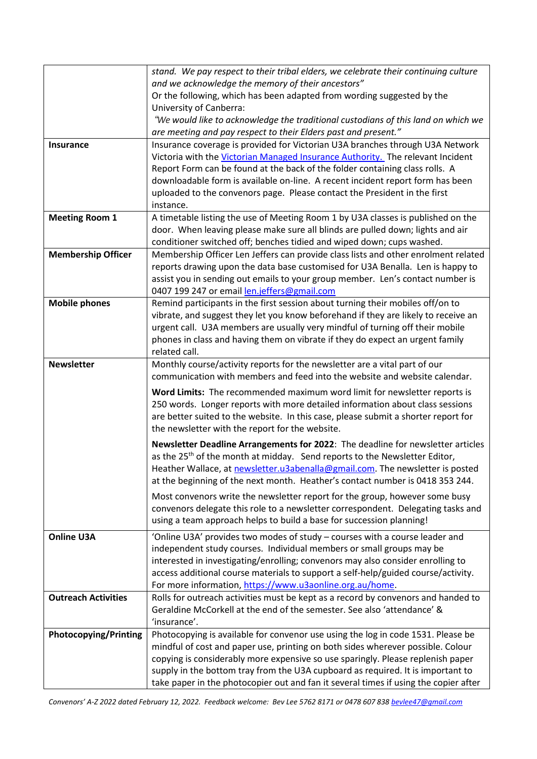| | |
|---|---|
| | *stand. We pay respect to their tribal elders, we celebrate their continuing culture and we acknowledge the memory of their ancestors"*<br>Or the following, which has been adapted from wording suggested by the University of Canberra:<br>*"We would like to acknowledge the traditional custodians of this land on which we are meeting and pay respect to their Elders past and present."* |
| **Insurance** | Insurance coverage is provided for Victorian U3A branches through U3A Network Victoria with the [Victorian Managed Insurance Authority.](#) The relevant Incident Report Form can be found at the back of the folder containing class rolls. A downloadable form is available on-line. A recent incident report form has been uploaded to the convenors page. Please contact the President in the first instance. |
| **Meeting Room 1** | A timetable listing the use of Meeting Room 1 by U3A classes is published on the door. When leaving please make sure all blinds are pulled down; lights and air conditioner switched off; benches tidied and wiped down; cups washed. |
| **Membership Officer** | Membership Officer Len Jeffers can provide class lists and other enrolment related reports drawing upon the data base customised for U3A Benalla. Len is happy to assist you in sending out emails to your group member. Len's contact number is 0407 199 247 or email len.jeffers@gmail.com |
| **Mobile phones** | Remind participants in the first session about turning their mobiles off/on to vibrate, and suggest they let you know beforehand if they are likely to receive an urgent call. U3A members are usually very mindful of turning off their mobile phones in class and having them on vibrate if they do expect an urgent family related call. |
| **Newsletter** | Monthly course/activity reports for the newsletter are a vital part of our communication with members and feed into the website and website calendar.<br><br>**Word Limits:** The recommended maximum word limit for newsletter reports is 250 words. Longer reports with more detailed information about class sessions are better suited to the website. In this case, please submit a shorter report for the newsletter with the report for the website.<br><br>**Newsletter Deadline Arrangements for 2022**: The deadline for newsletter articles as the 25th of the month at midday. Send reports to the Newsletter Editor, Heather Wallace, at newsletter.u3abenalla@gmail.com. The newsletter is posted at the beginning of the next month. Heather's contact number is 0418 353 244.<br><br>Most convenors write the newsletter report for the group, however some busy convenors delegate this role to a newsletter correspondent. Delegating tasks and using a team approach helps to build a base for succession planning! |
| **Online U3A** | 'Online U3A' provides two modes of study – courses with a course leader and independent study courses. Individual members or small groups may be interested in investigating/enrolling; convenors may also consider enrolling to access additional course materials to support a self-help/guided course/activity. For more information, https://www.u3aonline.org.au/home. |
| **Outreach Activities** | Rolls for outreach activities must be kept as a record by convenors and handed to Geraldine McCorkell at the end of the semester. See also 'attendance' & 'insurance'. |
| **Photocopying/Printing** | Photocopying is available for convenor use using the log in code 1531. Please be mindful of cost and paper use, printing on both sides wherever possible. Colour copying is considerably more expensive so use sparingly. Please replenish paper supply in the bottom tray from the U3A cupboard as required. It is important to take paper in the photocopier out and fan it several times if using the copier after |

*Convenors' A-Z 2022 dated February 12, 2022. Feedback welcome: Bev Lee 5762 8171 or 0478 607 838 bevlee47@gmail.com*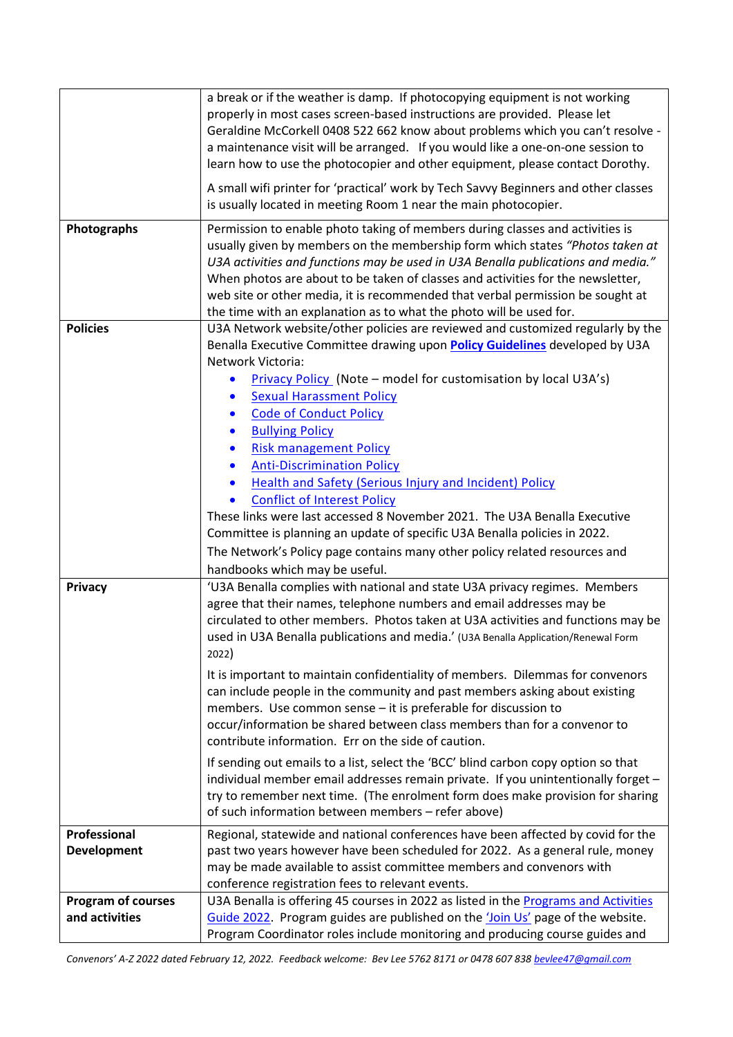| | |
|---|---|
| | a break or if the weather is damp. If photocopying equipment is not working properly in most cases screen-based instructions are provided. Please let Geraldine McCorkell 0408 522 662 know about problems which you can't resolve - a maintenance visit will be arranged. If you would like a one-on-one session to learn how to use the photocopier and other equipment, please contact Dorothy.<br><br>A small wifi printer for 'practical' work by Tech Savvy Beginners and other classes is usually located in meeting Room 1 near the main photocopier. |
| **Photographs** | Permission to enable photo taking of members during classes and activities is usually given by members on the membership form which states *"Photos taken at U3A activities and functions may be used in U3A Benalla publications and media."* When photos are about to be taken of classes and activities for the newsletter, web site or other media, it is recommended that verbal permission be sought at the time with an explanation as to what the photo will be used for. |
| **Policies** | U3A Network website/other policies are reviewed and customized regularly by the Benalla Executive Committee drawing upon **Policy Guidelines** developed by U3A Network Victoria:<br>• Privacy Policy (Note – model for customisation by local U3A's)<br>• Sexual Harassment Policy<br>• Code of Conduct Policy<br>• Bullying Policy<br>• Risk management Policy<br>• Anti-Discrimination Policy<br>• Health and Safety (Serious Injury and Incident) Policy<br>• Conflict of Interest Policy<br>These links were last accessed 8 November 2021. The U3A Benalla Executive Committee is planning an update of specific U3A Benalla policies in 2022.<br>The Network's Policy page contains many other policy related resources and handbooks which may be useful. |
| **Privacy** | 'U3A Benalla complies with national and state U3A privacy regimes. Members agree that their names, telephone numbers and email addresses may be circulated to other members. Photos taken at U3A activities and functions may be used in U3A Benalla publications and media.' (U3A Benalla Application/Renewal Form 2022)<br><br>It is important to maintain confidentiality of members. Dilemmas for convenors can include people in the community and past members asking about existing members. Use common sense – it is preferable for discussion to occur/information be shared between class members than for a convenor to contribute information. Err on the side of caution.<br><br>If sending out emails to a list, select the 'BCC' blind carbon copy option so that individual member email addresses remain private. If you unintentionally forget – try to remember next time. (The enrolment form does make provision for sharing of such information between members – refer above) |
| **Professional Development** | Regional, statewide and national conferences have been affected by covid for the past two years however have been scheduled for 2022. As a general rule, money may be made available to assist committee members and convenors with conference registration fees to relevant events. |
| **Program of courses and activities** | U3A Benalla is offering 45 courses in 2022 as listed in the Programs and Activities Guide 2022. Program guides are published on the 'Join Us' page of the website. Program Coordinator roles include monitoring and producing course guides and |

*Convenors' A-Z 2022 dated February 12, 2022. Feedback welcome: Bev Lee 5762 8171 or 0478 607 838 bevlee47@gmail.com*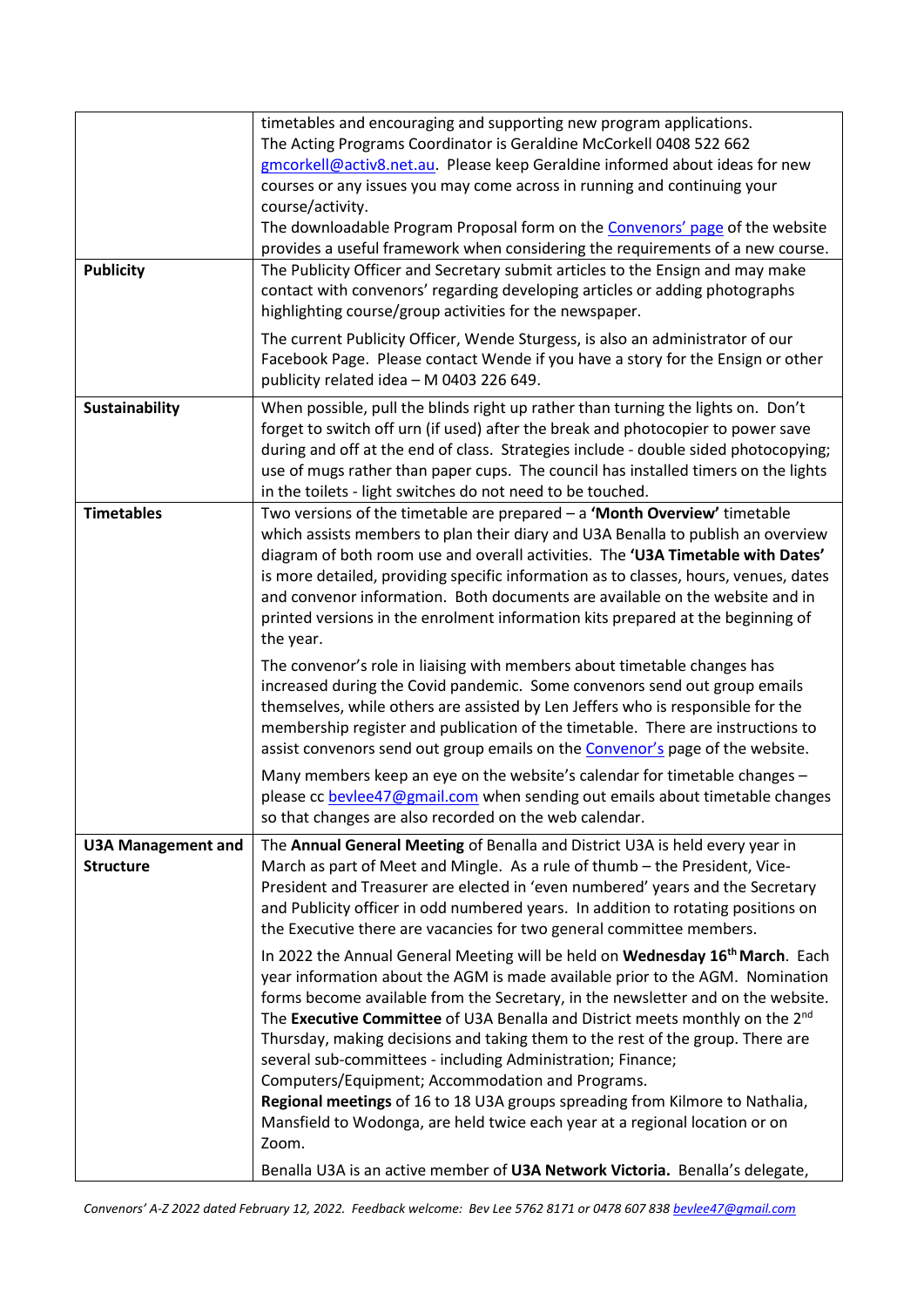| | |
|---|---|
| | timetables and encouraging and supporting new program applications.<br>The Acting Programs Coordinator is Geraldine McCorkell 0408 522 662 gmcorkell@activ8.net.au. Please keep Geraldine informed about ideas for new courses or any issues you may come across in running and continuing your course/activity.<br>The downloadable Program Proposal form on the Convenors' page of the website provides a useful framework when considering the requirements of a new course. |
| **Publicity** | The Publicity Officer and Secretary submit articles to the Ensign and may make contact with convenors' regarding developing articles or adding photographs highlighting course/group activities for the newspaper.<br><br>The current Publicity Officer, Wende Sturgess, is also an administrator of our Facebook Page. Please contact Wende if you have a story for the Ensign or other publicity related idea – M 0403 226 649. |
| **Sustainability** | When possible, pull the blinds right up rather than turning the lights on. Don't forget to switch off urn (if used) after the break and photocopier to power save during and off at the end of class. Strategies include - double sided photocopying; use of mugs rather than paper cups. The council has installed timers on the lights in the toilets - light switches do not need to be touched. |
| **Timetables** | Two versions of the timetable are prepared – a **'Month Overview'** timetable which assists members to plan their diary and U3A Benalla to publish an overview diagram of both room use and overall activities. The **'U3A Timetable with Dates'** is more detailed, providing specific information as to classes, hours, venues, dates and convenor information. Both documents are available on the website and in printed versions in the enrolment information kits prepared at the beginning of the year.<br><br>The convenor's role in liaising with members about timetable changes has increased during the Covid pandemic. Some convenors send out group emails themselves, while others are assisted by Len Jeffers who is responsible for the membership register and publication of the timetable. There are instructions to assist convenors send out group emails on the Convenor's page of the website.<br><br>Many members keep an eye on the website's calendar for timetable changes – please cc bevlee47@gmail.com when sending out emails about timetable changes so that changes are also recorded on the web calendar. |
| **U3A Management and Structure** | The **Annual General Meeting** of Benalla and District U3A is held every year in March as part of Meet and Mingle. As a rule of thumb – the President, Vice-President and Treasurer are elected in 'even numbered' years and the Secretary and Publicity officer in odd numbered years. In addition to rotating positions on the Executive there are vacancies for two general committee members.<br><br>In 2022 the Annual General Meeting will be held on **Wednesday 16th March**. Each year information about the AGM is made available prior to the AGM. Nomination forms become available from the Secretary, in the newsletter and on the website. The **Executive Committee** of U3A Benalla and District meets monthly on the 2nd Thursday, making decisions and taking them to the rest of the group. There are several sub-committees - including Administration; Finance; Computers/Equipment; Accommodation and Programs.<br>**Regional meetings** of 16 to 18 U3A groups spreading from Kilmore to Nathalia, Mansfield to Wodonga, are held twice each year at a regional location or on Zoom.<br><br>Benalla U3A is an active member of **U3A Network Victoria.** Benalla's delegate, |

*Convenors' A-Z 2022 dated February 12, 2022. Feedback welcome: Bev Lee 5762 8171 or 0478 607 838 bevlee47@gmail.com*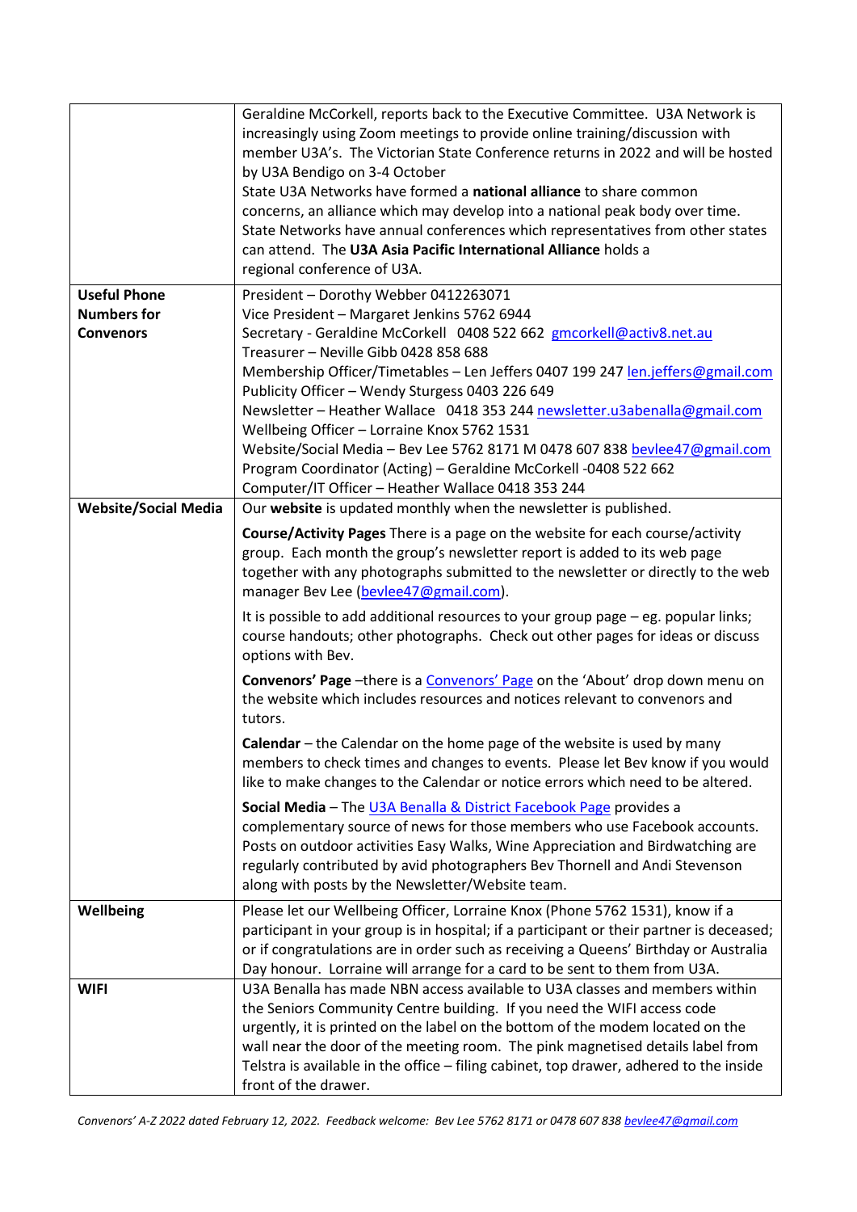| | |
|---|---|
| | Geraldine McCorkell, reports back to the Executive Committee. U3A Network is increasingly using Zoom meetings to provide online training/discussion with member U3A's. The Victorian State Conference returns in 2022 and will be hosted by U3A Bendigo on 3-4 October<br>State U3A Networks have formed a **national alliance** to share common concerns, an alliance which may develop into a national peak body over time. State Networks have annual conferences which representatives from other states can attend. The **U3A Asia Pacific International Alliance** holds a regional conference of U3A. |
| **Useful Phone Numbers for Convenors** | President – Dorothy Webber 0412263071<br>Vice President – Margaret Jenkins 5762 6944<br>Secretary - Geraldine McCorkell 0408 522 662 gmcorkell@activ8.net.au<br>Treasurer – Neville Gibb 0428 858 688<br>Membership Officer/Timetables – Len Jeffers 0407 199 247 len.jeffers@gmail.com<br>Publicity Officer – Wendy Sturgess 0403 226 649<br>Newsletter – Heather Wallace 0418 353 244 newsletter.u3abenalla@gmail.com<br>Wellbeing Officer – Lorraine Knox 5762 1531<br>Website/Social Media – Bev Lee 5762 8171 M 0478 607 838 bevlee47@gmail.com<br>Program Coordinator (Acting) – Geraldine McCorkell -0408 522 662<br>Computer/IT Officer – Heather Wallace 0418 353 244 |
| **Website/Social Media** | Our **website** is updated monthly when the newsletter is published.<br><br>**Course/Activity Pages** There is a page on the website for each course/activity group. Each month the group's newsletter report is added to its web page together with any photographs submitted to the newsletter or directly to the web manager Bev Lee (bevlee47@gmail.com).<br><br>It is possible to add additional resources to your group page – eg. popular links; course handouts; other photographs. Check out other pages for ideas or discuss options with Bev.<br><br>**Convenors' Page** –there is a Convenors' Page on the 'About' drop down menu on the website which includes resources and notices relevant to convenors and tutors.<br><br>**Calendar** – the Calendar on the home page of the website is used by many members to check times and changes to events. Please let Bev know if you would like to make changes to the Calendar or notice errors which need to be altered.<br><br>**Social Media** – The U3A Benalla & District Facebook Page provides a complementary source of news for those members who use Facebook accounts. Posts on outdoor activities Easy Walks, Wine Appreciation and Birdwatching are regularly contributed by avid photographers Bev Thornell and Andi Stevenson along with posts by the Newsletter/Website team. |
| **Wellbeing** | Please let our Wellbeing Officer, Lorraine Knox (Phone 5762 1531), know if a participant in your group is in hospital; if a participant or their partner is deceased; or if congratulations are in order such as receiving a Queens' Birthday or Australia Day honour. Lorraine will arrange for a card to be sent to them from U3A. |
| **WIFI** | U3A Benalla has made NBN access available to U3A classes and members within the Seniors Community Centre building. If you need the WIFI access code urgently, it is printed on the label on the bottom of the modem located on the wall near the door of the meeting room. The pink magnetised details label from Telstra is available in the office – filing cabinet, top drawer, adhered to the inside front of the drawer. |

*Convenors' A-Z 2022 dated February 12, 2022. Feedback welcome: Bev Lee 5762 8171 or 0478 607 838 bevlee47@gmail.com*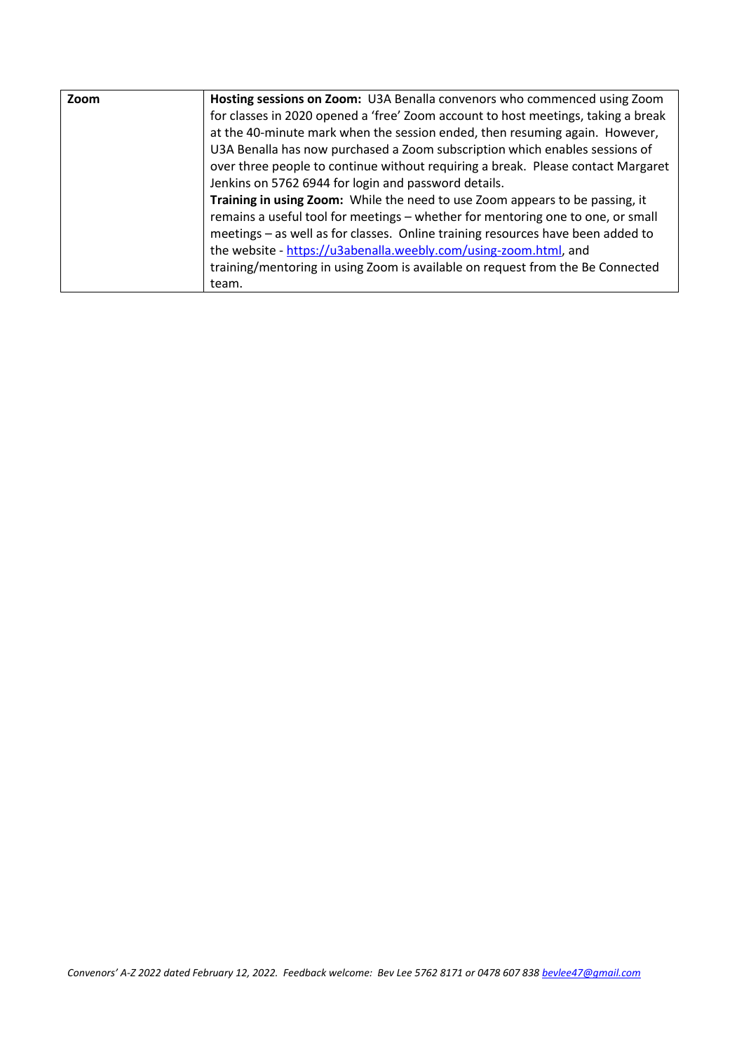| | |
|---|---|
| **Zoom** | **Hosting sessions on Zoom:** U3A Benalla convenors who commenced using Zoom for classes in 2020 opened a 'free' Zoom account to host meetings, taking a break at the 40-minute mark when the session ended, then resuming again. However, U3A Benalla has now purchased a Zoom subscription which enables sessions of over three people to continue without requiring a break. Please contact Margaret Jenkins on 5762 6944 for login and password details.<br>**Training in using Zoom:** While the need to use Zoom appears to be passing, it remains a useful tool for meetings – whether for mentoring one to one, or small meetings – as well as for classes. Online training resources have been added to the website - [https://u3abenalla.weebly.com/using-zoom.html](https://u3abenalla.weebly.com/using-zoom.html), and training/mentoring in using Zoom is available on request from the Be Connected team. |